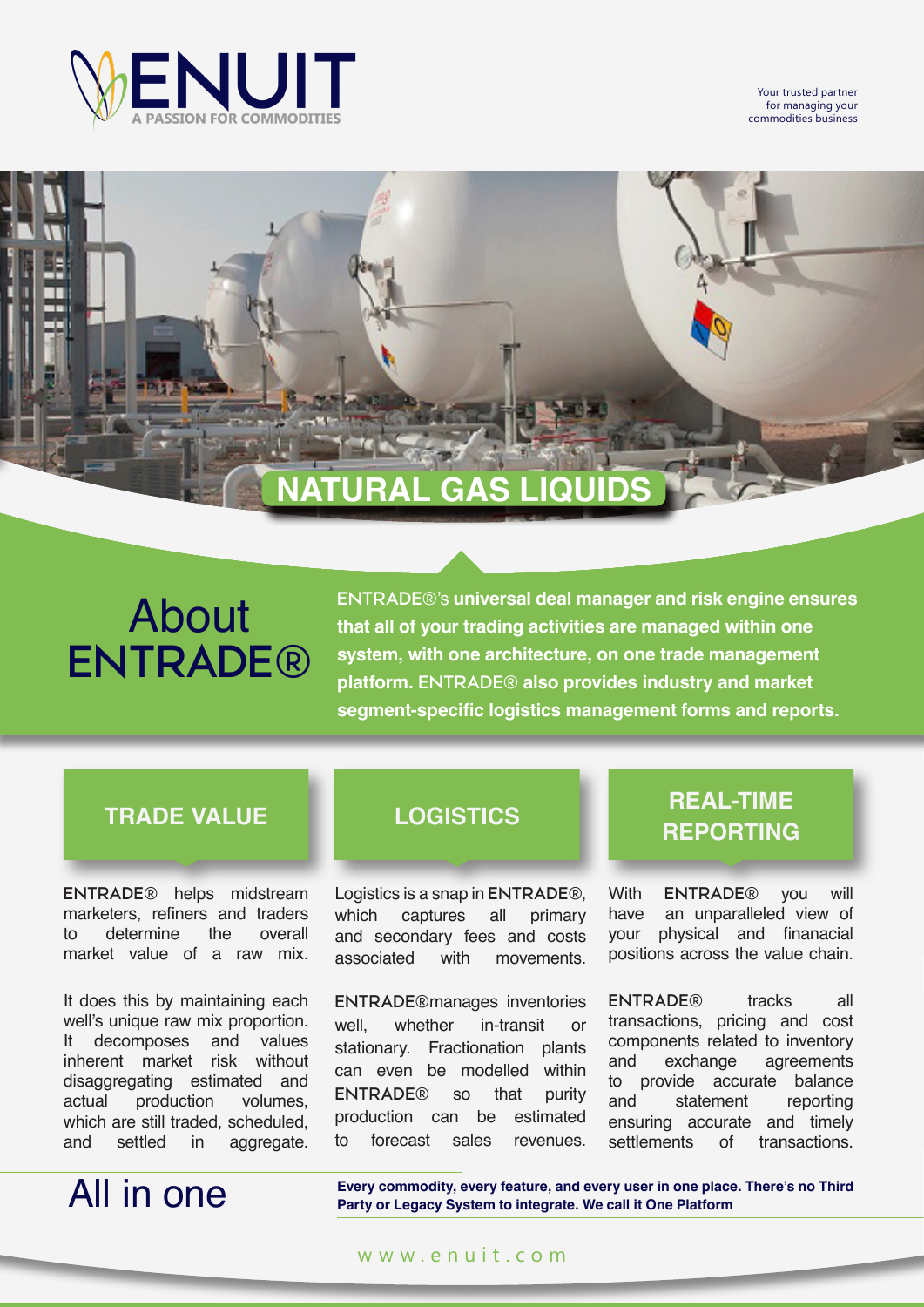# ENUIT

A PASSION FOR COMMODITIES

Your trusted partner for managing your commodities business

# NATURAL GAS LIQUIDS

## About ENTRADE®

ENTRADE®'s **universal deal manager and risk engine ensures that all of your trading activities are managed within one system, with one architecture, on one trade management platform.** ENTRADE® **also provides industry and market segment-specific logistics management forms and reports.**

### TRADE VALUE

ENTRADE® helps midstream marketers, refiners and traders to determine the overall market value of a raw mix.

It does this by maintaining each well's unique raw mix proportion. It decomposes and values inherent market risk without disaggregating estimated and actual production volumes, which are still traded, scheduled, and settled in aggregate.

### LOGISTICS

Logistics is a snap in ENTRADE®, which captures all primary and secondary fees and costs associated with movements.

ENTRADE®manages inventories well, whether in-transit or stationary. Fractionation plants can even be modelled within ENTRADE® so that purity production can be estimated to forecast sales revenues.

### REAL-TIME REPORTING

With ENTRADE® you will have an unparalleled view of your physical and finanacial positions across the value chain.

ENTRADE® tracks all transactions, pricing and cost components related to inventory and exchange agreements to provide accurate balance and statement reporting ensuring accurate and timely settlements of transactions.

## All in one

**Every commodity, every feature, and every user in one place. There's no Third Party or Legacy System to integrate. We call it One Platform**

www.enuit.com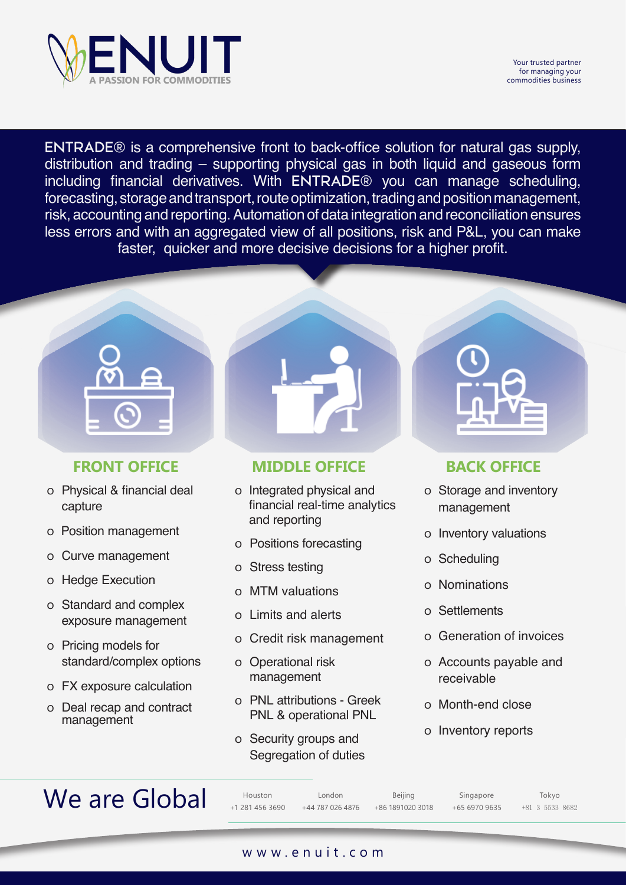# ENUIT

A PASSION FOR COMMODITIES

Your trusted partner for managing your commodities business

ENTRADE® is a comprehensive front to back-office solution for natural gas supply, distribution and trading – supporting physical gas in both liquid and gaseous form including financial derivatives. With ENTRADE® you can manage scheduling, forecasting, storage and transport, route optimization, trading and position management, risk, accounting and reporting. Automation of data integration and reconciliation ensures less errors and with an aggregated view of all positions, risk and P&L, you can make faster, quicker and more decisive decisions for a higher profit.

## FRONT OFFICE

- Physical & financial deal capture
- Position management
- Curve management
- Hedge Execution
- Standard and complex exposure management
- Pricing models for standard/complex options
- FX exposure calculation
- Deal recap and contract management

## MIDDLE OFFICE

- Integrated physical and financial real-time analytics and reporting
- Positions forecasting
- Stress testing
- MTM valuations
- Limits and alerts
- Credit risk management
- Operational risk management
- PNL attributions - Greek PNL & operational PNL
- Security groups and Segregation of duties

## BACK OFFICE

- Storage and inventory management
- Inventory valuations
- Scheduling
- Nominations
- Settlements
- Generation of invoices
- Accounts payable and receivable
- Month-end close
- Inventory reports

## We are Global

| Houston | London | Beijing | Singapore | Tokyo |
|---|---|---|---|---|
| +1 281 456 3690 | +44 787 026 4876 | +86 1891020 3018 | +65 6970 9635 | +81 3 5533 8682 |

www.enuit.com